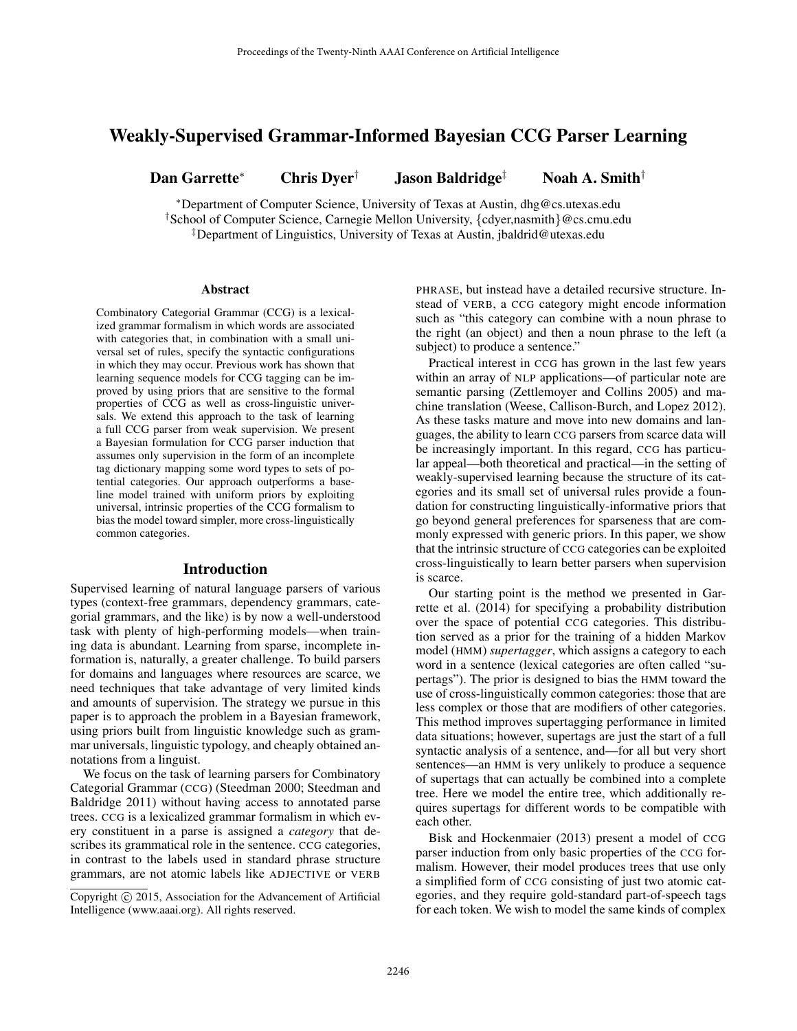# Weakly-Supervised Grammar-Informed Bayesian CCG Parser Learning

**Dan Garrette**[*] **Chris Dyer**[†] **Jason Baldridge**[‡] **Noah A. Smith**[†]

[*]Department of Computer Science, University of Texas at Austin, dhg@cs.utexas.edu
[†]School of Computer Science, Carnegie Mellon University, {cdyer,nasmith}@cs.cmu.edu
[‡]Department of Linguistics, University of Texas at Austin, jbaldrid@utexas.edu

## Abstract

Combinatory Categorial Grammar (CCG) is a lexicalized grammar formalism in which words are associated with categories that, in combination with a small universal set of rules, specify the syntactic configurations in which they may occur. Previous work has shown that learning sequence models for CCG tagging can be improved by using priors that are sensitive to the formal properties of CCG as well as cross-linguistic universals. We extend this approach to the task of learning a full CCG parser from weak supervision. We present a Bayesian formulation for CCG parser induction that assumes only supervision in the form of an incomplete tag dictionary mapping some word types to sets of potential categories. Our approach outperforms a baseline model trained with uniform priors by exploiting universal, intrinsic properties of the CCG formalism to bias the model toward simpler, more cross-linguistically common categories.

## Introduction

Supervised learning of natural language parsers of various types (context-free grammars, dependency grammars, categorial grammars, and the like) is by now a well-understood task with plenty of high-performing models—when training data is abundant. Learning from sparse, incomplete information is, naturally, a greater challenge. To build parsers for domains and languages where resources are scarce, we need techniques that take advantage of very limited kinds and amounts of supervision. The strategy we pursue in this paper is to approach the problem in a Bayesian framework, using priors built from linguistic knowledge such as grammar universals, linguistic typology, and cheaply obtained annotations from a linguist.

We focus on the task of learning parsers for Combinatory Categorial Grammar (CCG) (Steedman 2000; Steedman and Baldridge 2011) without having access to annotated parse trees. CCG is a lexicalized grammar formalism in which every constituent in a parse is assigned a *category* that describes its grammatical role in the sentence. CCG categories, in contrast to the labels used in standard phrase structure grammars, are not atomic labels like ADJECTIVE or VERB PHRASE, but instead have a detailed recursive structure. Instead of VERB, a CCG category might encode information such as "this category can combine with a noun phrase to the right (an object) and then a noun phrase to the left (a subject) to produce a sentence."

Practical interest in CCG has grown in the last few years within an array of NLP applications—of particular note are semantic parsing (Zettlemoyer and Collins 2005) and machine translation (Weese, Callison-Burch, and Lopez 2012). As these tasks mature and move into new domains and languages, the ability to learn CCG parsers from scarce data will be increasingly important. In this regard, CCG has particular appeal—both theoretical and practical—in the setting of weakly-supervised learning because the structure of its categories and its small set of universal rules provide a foundation for constructing linguistically-informative priors that go beyond general preferences for sparseness that are commonly expressed with generic priors. In this paper, we show that the intrinsic structure of CCG categories can be exploited cross-linguistically to learn better parsers when supervision is scarce.

Our starting point is the method we presented in Garrette et al. (2014) for specifying a probability distribution over the space of potential CCG categories. This distribution served as a prior for the training of a hidden Markov model (HMM) *supertagger*, which assigns a category to each word in a sentence (lexical categories are often called "supertags"). The prior is designed to bias the HMM toward the use of cross-linguistically common categories: those that are less complex or those that are modifiers of other categories. This method improves supertagging performance in limited data situations; however, supertags are just the start of a full syntactic analysis of a sentence, and—for all but very short sentences—an HMM is very unlikely to produce a sequence of supertags that can actually be combined into a complete tree. Here we model the entire tree, which additionally requires supertags for different words to be compatible with each other.

Bisk and Hockenmaier (2013) present a model of CCG parser induction from only basic properties of the CCG formalism. However, their model produces trees that use only a simplified form of CCG consisting of just two atomic categories, and they require gold-standard part-of-speech tags for each token. We wish to model the same kinds of complex

Copyright © 2015, Association for the Advancement of Artificial Intelligence (www.aaai.org). All rights reserved.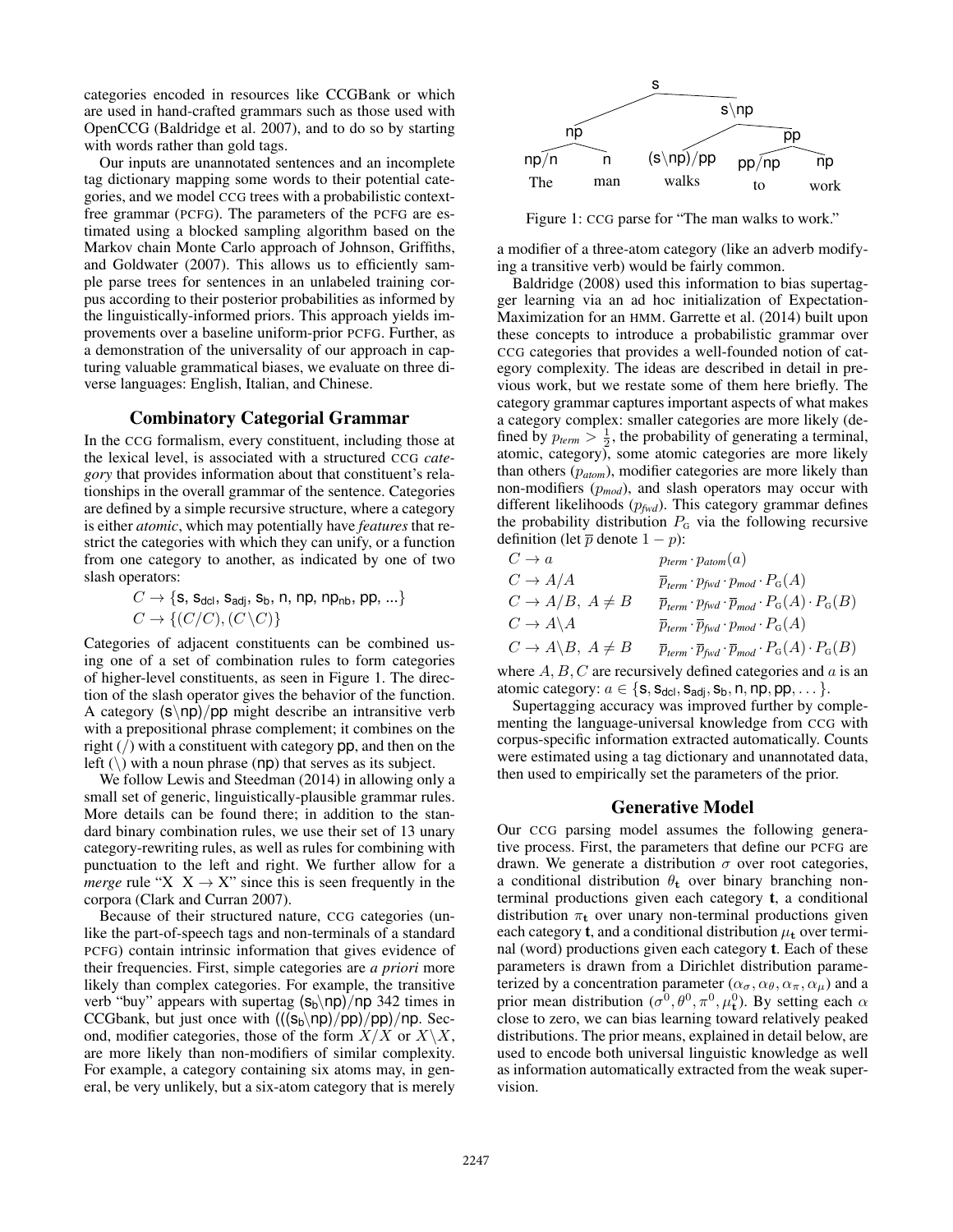categories encoded in resources like CCGBank or which are used in hand-crafted grammars such as those used with OpenCCG (Baldridge et al. 2007), and to do so by starting with words rather than gold tags.

Our inputs are unannotated sentences and an incomplete tag dictionary mapping some words to their potential categories, and we model CCG trees with a probabilistic context-free grammar (PCFG). The parameters of the PCFG are estimated using a blocked sampling algorithm based on the Markov chain Monte Carlo approach of Johnson, Griffiths, and Goldwater (2007). This allows us to efficiently sample parse trees for sentences in an unlabeled training corpus according to their posterior probabilities as informed by the linguistically-informed priors. This approach yields improvements over a baseline uniform-prior PCFG. Further, as a demonstration of the universality of our approach in capturing valuable grammatical biases, we evaluate on three diverse languages: English, Italian, and Chinese.

## Combinatory Categorial Grammar

In the CCG formalism, every constituent, including those at the lexical level, is associated with a structured CCG *category* that provides information about that constituent's relationships in the overall grammar of the sentence. Categories are defined by a simple recursive structure, where a category is either *atomic*, which may potentially have *features* that restrict the categories with which they can unify, or a function from one category to another, as indicated by one of two slash operators:

$$C \rightarrow \{\mathsf{s}, \mathsf{s}_{\mathsf{dcl}}, \mathsf{s}_{\mathsf{adj}}, \mathsf{s}_{\mathsf{b}}, \mathsf{n}, \mathsf{np}, \mathsf{np}_{\mathsf{nb}}, \mathsf{pp}, ...\}$$
$$C \rightarrow \{(C/C), (C\backslash C)\}$$

Categories of adjacent constituents can be combined using one of a set of combination rules to form categories of higher-level constituents, as seen in Figure 1. The direction of the slash operator gives the behavior of the function. A category $(\mathsf{s}\backslash\mathsf{np})/\mathsf{pp}$ might describe an intransitive verb with a prepositional phrase complement; it combines on the right ($/$) with a constituent with category $\mathsf{pp}$, and then on the left ($\backslash$) with a noun phrase ($\mathsf{np}$) that serves as its subject.

We follow Lewis and Steedman (2014) in allowing only a small set of generic, linguistically-plausible grammar rules. More details can be found there; in addition to the standard binary combination rules, we use their set of 13 unary category-rewriting rules, as well as rules for combining with punctuation to the left and right. We further allow for a *merge* rule "X X → X" since this is seen frequently in the corpora (Clark and Curran 2007).

Because of their structured nature, CCG categories (unlike the part-of-speech tags and non-terminals of a standard PCFG) contain intrinsic information that gives evidence of their frequencies. First, simple categories are *a priori* more likely than complex categories. For example, the transitive verb "buy" appears with supertag $(\mathsf{s}_{\mathsf{b}}\backslash\mathsf{np})/\mathsf{np}$ 342 times in CCGbank, but just once with $(((\mathsf{s}_{\mathsf{b}}\backslash\mathsf{np})/\mathsf{pp})/\mathsf{pp})/\mathsf{np}$. Second, modifier categories, those of the form $X/X$ or $X\backslash X$, are more likely than non-modifiers of similar complexity. For example, a category containing six atoms may, in general, be very unlikely, but a six-atom category that is merely a modifier of a three-atom category (like an adverb modifying a transitive verb) would be fairly common.

```
                s
       ┌────────┴─────────┐
       np                s\np
   ┌───┴───┐      ┌───────┴───────┐
  np/n     n   (s\np)/pp          pp
   │       │      │          ┌────┴────┐
  The     man   walks       pp/np      np
                              │         │
                              to       work
```

Figure 1: CCG parse for "The man walks to work."

Baldridge (2008) used this information to bias supertagger learning via an ad hoc initialization of Expectation-Maximization for an HMM. Garrette et al. (2014) built upon these concepts to introduce a probabilistic grammar over CCG categories that provides a well-founded notion of category complexity. The ideas are described in detail in previous work, but we restate some of them here briefly. The category grammar captures important aspects of what makes a category complex: smaller categories are more likely (defined by $p_{term} > \frac{1}{2}$, the probability of generating a terminal, atomic, category), some atomic categories are more likely than others ($p_{atom}$), modifier categories are more likely than non-modifiers ($p_{mod}$), and slash operators may occur with different likelihoods ($p_{fwd}$). This category grammar defines the probability distribution $P_G$ via the following recursive definition (let $\overline{p}$ denote $1 - p$):

$$\begin{array}{ll} C \rightarrow a & p_{term} \cdot p_{atom}(a) \\ C \rightarrow A/A & \overline{p}_{term} \cdot p_{fwd} \cdot p_{mod} \cdot P_G(A) \\ C \rightarrow A/B,\ A \neq B & \overline{p}_{term} \cdot p_{fwd} \cdot \overline{p}_{mod} \cdot P_G(A) \cdot P_G(B) \\ C \rightarrow A\backslash A & \overline{p}_{term} \cdot \overline{p}_{fwd} \cdot p_{mod} \cdot P_G(A) \\ C \rightarrow A\backslash B,\ A \neq B & \overline{p}_{term} \cdot \overline{p}_{fwd} \cdot \overline{p}_{mod} \cdot P_G(A) \cdot P_G(B) \end{array}$$

where $A, B, C$ are recursively defined categories and $a$ is an atomic category: $a \in \{\mathsf{s}, \mathsf{s}_{\mathsf{dcl}}, \mathsf{s}_{\mathsf{adj}}, \mathsf{s}_{\mathsf{b}}, \mathsf{n}, \mathsf{np}, \mathsf{pp}, \ldots\}$.

Supertagging accuracy was improved further by complementing the language-universal knowledge from CCG with corpus-specific information extracted automatically. Counts were estimated using a tag dictionary and unannotated data, then used to empirically set the parameters of the prior.

## Generative Model

Our CCG parsing model assumes the following generative process. First, the parameters that define our PCFG are drawn. We generate a distribution $\sigma$ over root categories, a conditional distribution $\theta_{\mathbf{t}}$ over binary branching non-terminal productions given each category $\mathbf{t}$, a conditional distribution $\pi_{\mathbf{t}}$ over unary non-terminal productions given each category $\mathbf{t}$, and a conditional distribution $\mu_{\mathbf{t}}$ over terminal (word) productions given each category $\mathbf{t}$. Each of these parameters is drawn from a Dirichlet distribution parameterized by a concentration parameter ($\alpha_\sigma, \alpha_\theta, \alpha_\pi, \alpha_\mu$) and a prior mean distribution ($\sigma^0, \theta^0, \pi^0, \mu^0_{\mathbf{t}}$). By setting each $\alpha$ close to zero, we can bias learning toward relatively peaked distributions. The prior means, explained in detail below, are used to encode both universal linguistic knowledge as well as information automatically extracted from the weak supervision.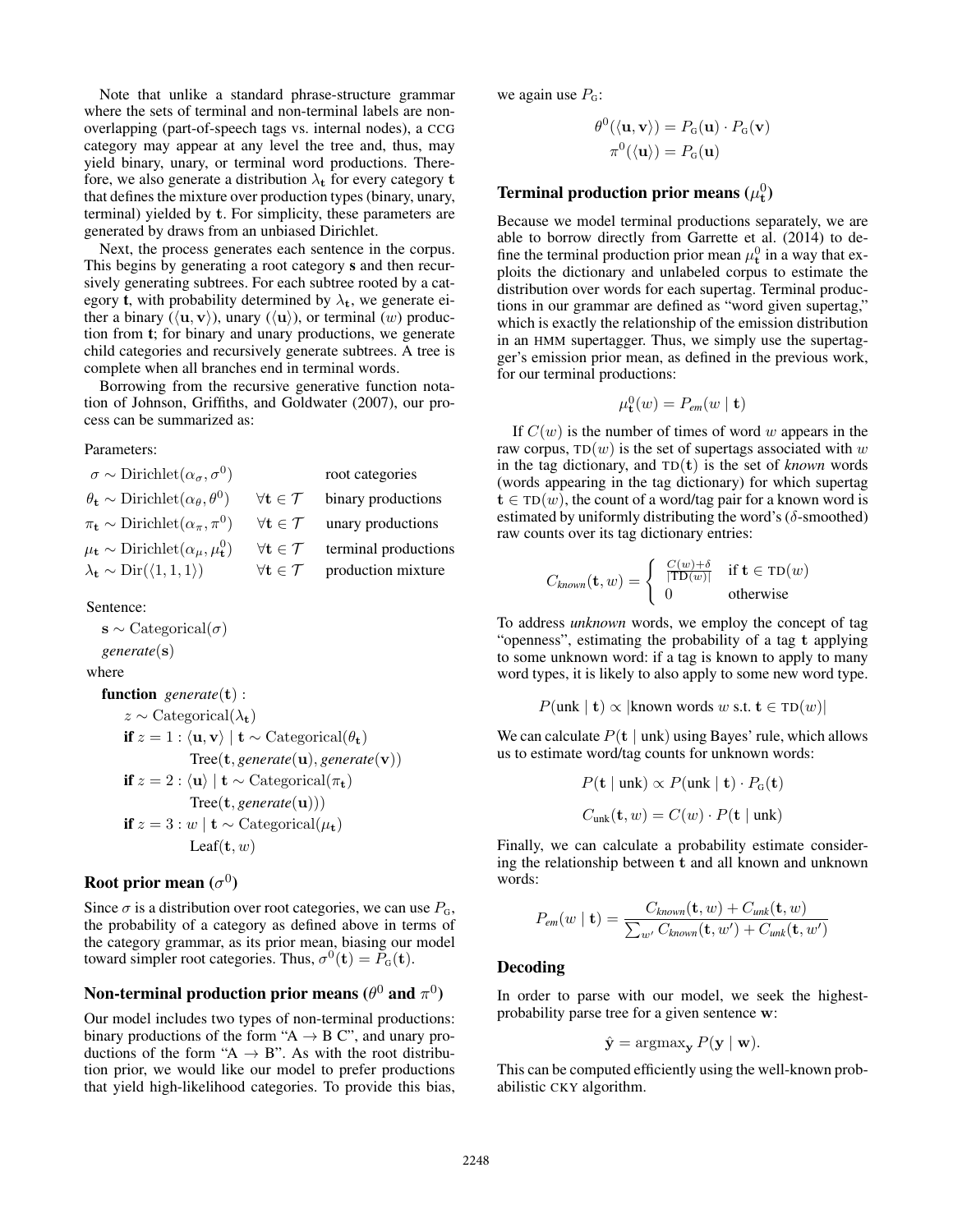Note that unlike a standard phrase-structure grammar where the sets of terminal and non-terminal labels are non-overlapping (part-of-speech tags vs. internal nodes), a CCG category may appear at any level the tree and, thus, may yield binary, unary, or terminal word productions. Therefore, we also generate a distribution $\lambda_{\mathbf{t}}$ for every category $\mathbf{t}$ that defines the mixture over production types (binary, unary, terminal) yielded by $\mathbf{t}$. For simplicity, these parameters are generated by draws from an unbiased Dirichlet.

Next, the process generates each sentence in the corpus. This begins by generating a root category $\mathbf{s}$ and then recursively generating subtrees. For each subtree rooted by a category $\mathbf{t}$, with probability determined by $\lambda_{\mathbf{t}}$, we generate either a binary ($\langle \mathbf{u}, \mathbf{v} \rangle$), unary ($\langle \mathbf{u} \rangle$), or terminal ($w$) production from $\mathbf{t}$; for binary and unary productions, we generate child categories and recursively generate subtrees. A tree is complete when all branches end in terminal words.

Borrowing from the recursive generative function notation of Johnson, Griffiths, and Goldwater (2007), our process can be summarized as:

Parameters:

| | | |
|---|---|---|
| $\sigma \sim \text{Dirichlet}(\alpha_\sigma, \sigma^0)$ | | root categories |
| $\theta_{\mathbf{t}} \sim \text{Dirichlet}(\alpha_\theta, \theta^0)$ | $\forall \mathbf{t} \in \mathcal{T}$ | binary productions |
| $\pi_{\mathbf{t}} \sim \text{Dirichlet}(\alpha_\pi, \pi^0)$ | $\forall \mathbf{t} \in \mathcal{T}$ | unary productions |
| $\mu_{\mathbf{t}} \sim \text{Dirichlet}(\alpha_\mu, \mu_{\mathbf{t}}^0)$ | $\forall \mathbf{t} \in \mathcal{T}$ | terminal productions |
| $\lambda_{\mathbf{t}} \sim \text{Dir}(\langle 1, 1, 1 \rangle)$ | $\forall \mathbf{t} \in \mathcal{T}$ | production mixture |

Sentence:

$\mathbf{s} \sim \text{Categorical}(\sigma)$

*generate*($\mathbf{s}$)

where

**function** *generate*($\mathbf{t}$) :

$z \sim \text{Categorical}(\lambda_{\mathbf{t}})$

**if** $z = 1 : \langle \mathbf{u}, \mathbf{v} \rangle \mid \mathbf{t} \sim \text{Categorical}(\theta_{\mathbf{t}})$
Tree($\mathbf{t}$, *generate*($\mathbf{u}$), *generate*($\mathbf{v}$))

**if** $z = 2 : \langle \mathbf{u} \rangle \mid \mathbf{t} \sim \text{Categorical}(\pi_{\mathbf{t}})$
Tree($\mathbf{t}$, *generate*($\mathbf{u}$)))

**if** $z = 3 : w \mid \mathbf{t} \sim \text{Categorical}(\mu_{\mathbf{t}})$
Leaf($\mathbf{t}$, $w$)

## Root prior mean ($\sigma^0$)

Since $\sigma$ is a distribution over root categories, we can use $P_{\text{G}}$, the probability of a category as defined above in terms of the category grammar, as its prior mean, biasing our model toward simpler root categories. Thus, $\sigma^0(\mathbf{t}) = P_{\text{G}}(\mathbf{t})$.

## Non-terminal production prior means ($\theta^0$ and $\pi^0$)

Our model includes two types of non-terminal productions: binary productions of the form "A → B C", and unary productions of the form "A → B". As with the root distribution prior, we would like our model to prefer productions that yield high-likelihood categories. To provide this bias, we again use $P_{\text{G}}$:

$$\theta^0(\langle \mathbf{u}, \mathbf{v} \rangle) = P_{\text{G}}(\mathbf{u}) \cdot P_{\text{G}}(\mathbf{v})$$
$$\pi^0(\langle \mathbf{u} \rangle) = P_{\text{G}}(\mathbf{u})$$

## Terminal production prior means ($\mu_{\mathbf{t}}^0$)

Because we model terminal productions separately, we are able to borrow directly from Garrette et al. (2014) to define the terminal production prior mean $\mu_{\mathbf{t}}^0$ in a way that exploits the dictionary and unlabeled corpus to estimate the distribution over words for each supertag. Terminal productions in our grammar are defined as "word given supertag," which is exactly the relationship of the emission distribution in an HMM supertagger. Thus, we simply use the supertagger's emission prior mean, as defined in the previous work, for our terminal productions:

$$\mu_{\mathbf{t}}^0(w) = P_{em}(w \mid \mathbf{t})$$

If $C(w)$ is the number of times of word $w$ appears in the raw corpus, $\text{TD}(w)$ is the set of supertags associated with $w$ in the tag dictionary, and $\text{TD}(\mathbf{t})$ is the set of *known* words (words appearing in the tag dictionary) for which supertag $\mathbf{t} \in \text{TD}(w)$, the count of a word/tag pair for a known word is estimated by uniformly distributing the word's ($\delta$-smoothed) raw counts over its tag dictionary entries:

$$C_{known}(\mathbf{t}, w) = \begin{cases} \frac{C(w)+\delta}{|\text{TD}(w)|} & \text{if } \mathbf{t} \in \text{TD}(w) \\ 0 & \text{otherwise} \end{cases}$$

To address *unknown* words, we employ the concept of tag "openness", estimating the probability of a tag $\mathbf{t}$ applying to some unknown word: if a tag is known to apply to many word types, it is likely to also apply to some new word type.

$$P(\text{unk} \mid \mathbf{t}) \propto |\text{known words } w \text{ s.t. } \mathbf{t} \in \text{TD}(w)|$$

We can calculate $P(\mathbf{t} \mid \text{unk})$ using Bayes' rule, which allows us to estimate word/tag counts for unknown words:

$$P(\mathbf{t} \mid \text{unk}) \propto P(\text{unk} \mid \mathbf{t}) \cdot P_{\text{G}}(\mathbf{t})$$
$$C_{\text{unk}}(\mathbf{t}, w) = C(w) \cdot P(\mathbf{t} \mid \text{unk})$$

Finally, we can calculate a probability estimate considering the relationship between $\mathbf{t}$ and all known and unknown words:

$$P_{em}(w \mid \mathbf{t}) = \frac{C_{known}(\mathbf{t}, w) + C_{unk}(\mathbf{t}, w)}{\sum_{w'} C_{known}(\mathbf{t}, w') + C_{unk}(\mathbf{t}, w')}$$

## Decoding

In order to parse with our model, we seek the highest-probability parse tree for a given sentence $\mathbf{w}$:

$$\hat{\mathbf{y}} = \text{argmax}_{\mathbf{y}} P(\mathbf{y} \mid \mathbf{w}).$$

This can be computed efficiently using the well-known probabilistic CKY algorithm.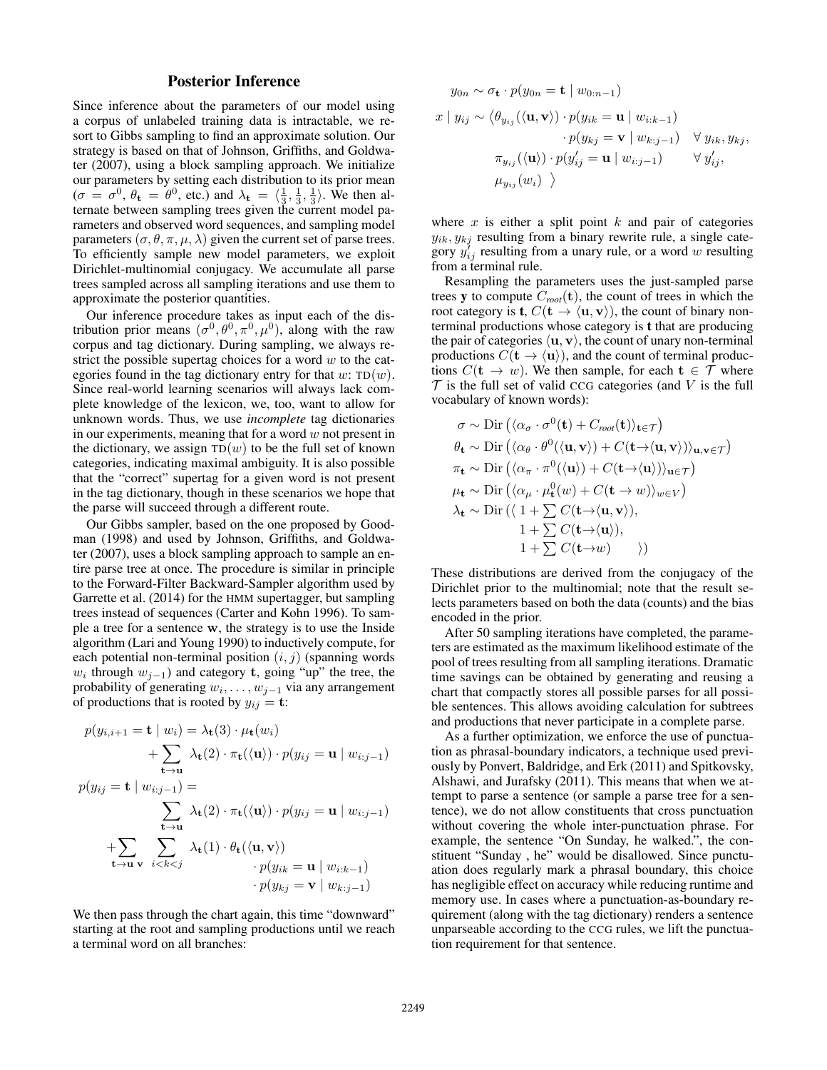## Posterior Inference

Since inference about the parameters of our model using a corpus of unlabeled training data is intractable, we resort to Gibbs sampling to find an approximate solution. Our strategy is based on that of Johnson, Griffiths, and Goldwater (2007), using a block sampling approach. We initialize our parameters by setting each distribution to its prior mean ($\sigma = \sigma^0$, $\theta_{\mathbf{t}} = \theta^0$, etc.) and $\lambda_{\mathbf{t}} = \langle \frac{1}{3}, \frac{1}{3}, \frac{1}{3} \rangle$. We then alternate between sampling trees given the current model parameters and observed word sequences, and sampling model parameters $(\sigma, \theta, \pi, \mu, \lambda)$ given the current set of parse trees. To efficiently sample new model parameters, we exploit Dirichlet-multinomial conjugacy. We accumulate all parse trees sampled across all sampling iterations and use them to approximate the posterior quantities.

Our inference procedure takes as input each of the distribution prior means $(\sigma^0, \theta^0, \pi^0, \mu^0)$, along with the raw corpus and tag dictionary. During sampling, we always restrict the possible supertag choices for a word $w$ to the categories found in the tag dictionary entry for that $w$: $\text{TD}(w)$. Since real-world learning scenarios will always lack complete knowledge of the lexicon, we, too, want to allow for unknown words. Thus, we use *incomplete* tag dictionaries in our experiments, meaning that for a word $w$ not present in the dictionary, we assign $\text{TD}(w)$ to be the full set of known categories, indicating maximal ambiguity. It is also possible that the "correct" supertag for a given word is not present in the tag dictionary, though in these scenarios we hope that the parse will succeed through a different route.

Our Gibbs sampler, based on the one proposed by Goodman (1998) and used by Johnson, Griffiths, and Goldwater (2007), uses a block sampling approach to sample an entire parse tree at once. The procedure is similar in principle to the Forward-Filter Backward-Sampler algorithm used by Garrette et al. (2014) for the HMM supertagger, but sampling trees instead of sequences (Carter and Kohn 1996). To sample a tree for a sentence $\mathbf{w}$, the strategy is to use the Inside algorithm (Lari and Young 1990) to inductively compute, for each potential non-terminal position $(i, j)$ (spanning words $w_i$ through $w_{j-1}$) and category $\mathbf{t}$, going "up" the tree, the probability of generating $w_i, \ldots, w_{j-1}$ via any arrangement of productions that is rooted by $y_{ij} = \mathbf{t}$:

$$
\begin{aligned}
p(y_{i,i+1} = \mathbf{t} \mid w_i) &= \lambda_{\mathbf{t}}(3) \cdot \mu_{\mathbf{t}}(w_i) \\
&\quad + \sum_{\mathbf{t} \to \mathbf{u}} \lambda_{\mathbf{t}}(2) \cdot \pi_{\mathbf{t}}(\langle \mathbf{u} \rangle) \cdot p(y_{ij} = \mathbf{u} \mid w_{i:j-1}) \\
p(y_{ij} = \mathbf{t} \mid w_{i:j-1}) &= \\
&\quad \sum_{\mathbf{t} \to \mathbf{u}} \lambda_{\mathbf{t}}(2) \cdot \pi_{\mathbf{t}}(\langle \mathbf{u} \rangle) \cdot p(y_{ij} = \mathbf{u} \mid w_{i:j-1}) \\
&\quad + \sum_{\mathbf{t} \to \mathbf{u}\ \mathbf{v}} \sum_{i<k<j} \lambda_{\mathbf{t}}(1) \cdot \theta_{\mathbf{t}}(\langle \mathbf{u}, \mathbf{v} \rangle) \\
&\qquad \cdot p(y_{ik} = \mathbf{u} \mid w_{i:k-1}) \\
&\qquad \cdot p(y_{kj} = \mathbf{v} \mid w_{k:j-1})
\end{aligned}
$$

We then pass through the chart again, this time "downward" starting at the root and sampling productions until we reach a terminal word on all branches:

$$
\begin{aligned}
y_{0n} &\sim \sigma_{\mathbf{t}} \cdot p(y_{0n} = \mathbf{t} \mid w_{0:n-1}) \\
x \mid y_{ij} &\sim \big\langle \theta_{y_{ij}}(\langle \mathbf{u}, \mathbf{v} \rangle) \cdot p(y_{ik} = \mathbf{u} \mid w_{i:k-1}) \\
&\qquad \cdot p(y_{kj} = \mathbf{v} \mid w_{k:j-1}) \quad \forall\, y_{ik}, y_{kj}, \\
&\quad\ \pi_{y_{ij}}(\langle \mathbf{u} \rangle) \cdot p(y'_{ij} = \mathbf{u} \mid w_{i:j-1}) \qquad \forall\, y'_{ij}, \\
&\quad\ \mu_{y_{ij}}(w_i) \ \big\rangle
\end{aligned}
$$

where $x$ is either a split point $k$ and pair of categories $y_{ik}, y_{kj}$ resulting from a binary rewrite rule, a single category $y'_{ij}$ resulting from a unary rule, or a word $w$ resulting from a terminal rule.

Resampling the parameters uses the just-sampled parse trees $\mathbf{y}$ to compute $C_{root}(\mathbf{t})$, the count of trees in which the root category is $\mathbf{t}$, $C(\mathbf{t} \to \langle \mathbf{u}, \mathbf{v} \rangle)$, the count of binary non-terminal productions whose category is $\mathbf{t}$ that are producing the pair of categories $\langle \mathbf{u}, \mathbf{v} \rangle$, the count of unary non-terminal productions $C(\mathbf{t} \to \langle \mathbf{u} \rangle)$, and the count of terminal productions $C(\mathbf{t} \to w)$. We then sample, for each $\mathbf{t} \in \mathcal{T}$ where $\mathcal{T}$ is the full set of valid CCG categories (and $V$ is the full vocabulary of known words):

$$
\begin{aligned}
\sigma &\sim \text{Dir}\left(\langle \alpha_\sigma \cdot \sigma^0(\mathbf{t}) + C_{root}(\mathbf{t}) \rangle_{\mathbf{t} \in \mathcal{T}}\right) \\
\theta_{\mathbf{t}} &\sim \text{Dir}\left(\langle \alpha_\theta \cdot \theta^0(\langle \mathbf{u}, \mathbf{v} \rangle) + C(\mathbf{t} \to \langle \mathbf{u}, \mathbf{v} \rangle) \rangle_{\mathbf{u}, \mathbf{v} \in \mathcal{T}}\right) \\
\pi_{\mathbf{t}} &\sim \text{Dir}\left(\langle \alpha_\pi \cdot \pi^0(\langle \mathbf{u} \rangle) + C(\mathbf{t} \to \langle \mathbf{u} \rangle) \rangle_{\mathbf{u} \in \mathcal{T}}\right) \\
\mu_{\mathbf{t}} &\sim \text{Dir}\left(\langle \alpha_\mu \cdot \mu^0_{\mathbf{t}}(w) + C(\mathbf{t} \to w) \rangle_{w \in V}\right) \\
\lambda_{\mathbf{t}} &\sim \text{Dir}\big(\langle\ 1 + \textstyle\sum C(\mathbf{t} \to \langle \mathbf{u}, \mathbf{v} \rangle), \\
&\qquad\quad 1 + \textstyle\sum C(\mathbf{t} \to \langle \mathbf{u} \rangle), \\
&\qquad\quad 1 + \textstyle\sum C(\mathbf{t} \to w) \quad \rangle\big)
\end{aligned}
$$

These distributions are derived from the conjugacy of the Dirichlet prior to the multinomial; note that the result selects parameters based on both the data (counts) and the bias encoded in the prior.

After 50 sampling iterations have completed, the parameters are estimated as the maximum likelihood estimate of the pool of trees resulting from all sampling iterations. Dramatic time savings can be obtained by generating and reusing a chart that compactly stores all possible parses for all possible sentences. This allows avoiding calculation for subtrees and productions that never participate in a complete parse.

As a further optimization, we enforce the use of punctuation as phrasal-boundary indicators, a technique used previously by Ponvert, Baldridge, and Erk (2011) and Spitkovsky, Alshawi, and Jurafsky (2011). This means that when we attempt to parse a sentence (or sample a parse tree for a sentence), we do not allow constituents that cross punctuation without covering the whole inter-punctuation phrase. For example, the sentence "On Sunday, he walked.", the constituent "Sunday , he" would be disallowed. Since punctuation does regularly mark a phrasal boundary, this choice has negligible effect on accuracy while reducing runtime and memory use. In cases where a punctuation-as-boundary requirement (along with the tag dictionary) renders a sentence unparseable according to the CCG rules, we lift the punctuation requirement for that sentence.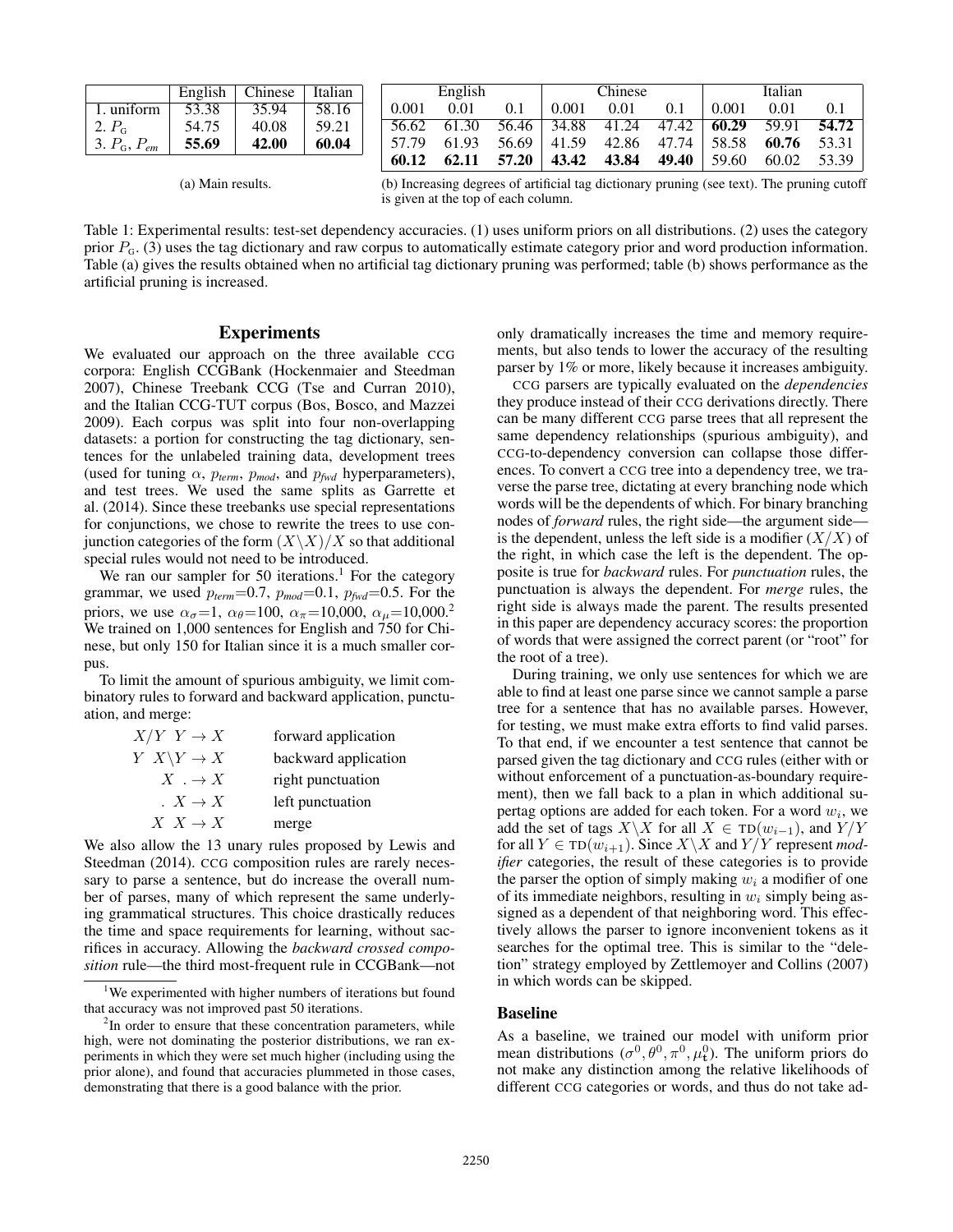|  | English | Chinese | Italian |
|---|---|---|---|
| 1. uniform | 53.38 | 35.94 | 58.16 |
| 2. $P_G$ | 54.75 | 40.08 | 59.21 |
| 3. $P_G$, $P_{em}$ | **55.69** | **42.00** | **60.04** |

(a) Main results.

| English | | | Chinese | | | Italian | | |
|---|---|---|---|---|---|---|---|---|
| 0.001 | 0.01 | 0.1 | 0.001 | 0.01 | 0.1 | 0.001 | 0.01 | 0.1 |
| 56.62 | 61.30 | 56.46 | 34.88 | 41.24 | 47.42 | **60.29** | 59.91 | **54.72** |
| 57.79 | 61.93 | 56.69 | 41.59 | 42.86 | 47.74 | 58.58 | **60.76** | 53.31 |
| **60.12** | **62.11** | **57.20** | **43.42** | **43.84** | **49.40** | 59.60 | 60.02 | 53.39 |

(b) Increasing degrees of artificial tag dictionary pruning (see text). The pruning cutoff is given at the top of each column.

Table 1: Experimental results: test-set dependency accuracies. (1) uses uniform priors on all distributions. (2) uses the category prior $P_G$. (3) uses the tag dictionary and raw corpus to automatically estimate category prior and word production information. Table (a) gives the results obtained when no artificial tag dictionary pruning was performed; table (b) shows performance as the artificial pruning is increased.

## Experiments

We evaluated our approach on the three available CCG corpora: English CCGBank (Hockenmaier and Steedman 2007), Chinese Treebank CCG (Tse and Curran 2010), and the Italian CCG-TUT corpus (Bos, Bosco, and Mazzei 2009). Each corpus was split into four non-overlapping datasets: a portion for constructing the tag dictionary, sentences for the unlabeled training data, development trees (used for tuning $\alpha$, $p_{term}$, $p_{mod}$, and $p_{fwd}$ hyperparameters), and test trees. We used the same splits as Garrette et al. (2014). Since these treebanks use special representations for conjunctions, we chose to rewrite the trees to use conjunction categories of the form $(X\backslash X)/X$ so that additional special rules would not need to be introduced.

We ran our sampler for 50 iterations.[1] For the category grammar, we used $p_{term}$=0.7, $p_{mod}$=0.1, $p_{fwd}$=0.5. For the priors, we use $\alpha_\sigma$=1, $\alpha_\theta$=100, $\alpha_\pi$=10,000, $\alpha_\mu$=10,000.[2] We trained on 1,000 sentences for English and 750 for Chinese, but only 150 for Italian since it is a much smaller corpus.

To limit the amount of spurious ambiguity, we limit combinatory rules to forward and backward application, punctuation, and merge:

| | |
|---|---|
| $X/Y \;\; Y \rightarrow X$ | forward application |
| $Y \;\; X\backslash Y \rightarrow X$ | backward application |
| $X \;\; . \rightarrow X$ | right punctuation |
| $. \;\; X \rightarrow X$ | left punctuation |
| $X \;\; X \rightarrow X$ | merge |

We also allow the 13 unary rules proposed by Lewis and Steedman (2014). CCG composition rules are rarely necessary to parse a sentence, but do increase the overall number of parses, many of which represent the same underlying grammatical structures. This choice drastically reduces the time and space requirements for learning, without sacrifices in accuracy. Allowing the *backward crossed composition* rule—the third most-frequent rule in CCGBank—not only dramatically increases the time and memory requirements, but also tends to lower the accuracy of the resulting parser by 1% or more, likely because it increases ambiguity.

CCG parsers are typically evaluated on the *dependencies* they produce instead of their CCG derivations directly. There can be many different CCG parse trees that all represent the same dependency relationships (spurious ambiguity), and CCG-to-dependency conversion can collapse those differences. To convert a CCG tree into a dependency tree, we traverse the parse tree, dictating at every branching node which words will be the dependents of which. For binary branching nodes of *forward* rules, the right side—the argument side—is the dependent, unless the left side is a modifier ($X/X$) of the right, in which case the left is the dependent. The opposite is true for *backward* rules. For *punctuation* rules, the punctuation is always the dependent. For *merge* rules, the right side is always made the parent. The results presented in this paper are dependency accuracy scores: the proportion of words that were assigned the correct parent (or "root" for the root of a tree).

During training, we only use sentences for which we are able to find at least one parse since we cannot sample a parse tree for a sentence that has no available parses. However, for testing, we must make extra efforts to find valid parses. To that end, if we encounter a test sentence that cannot be parsed given the tag dictionary and CCG rules (either with or without enforcement of a punctuation-as-boundary requirement), then we fall back to a plan in which additional supertag options are added for each token. For a word $w_i$, we add the set of tags $X\backslash X$ for all $X \in \text{TD}(w_{i-1})$, and $Y/Y$ for all $Y \in \text{TD}(w_{i+1})$. Since $X\backslash X$ and $Y/Y$ represent *modifier* categories, the result of these categories is to provide the parser the option of simply making $w_i$ a modifier of one of its immediate neighbors, resulting in $w_i$ simply being assigned as a dependent of that neighboring word. This effectively allows the parser to ignore inconvenient tokens as it searches for the optimal tree. This is similar to the "deletion" strategy employed by Zettlemoyer and Collins (2007) in which words can be skipped.

### Baseline

As a baseline, we trained our model with uniform prior mean distributions ($\sigma^0, \theta^0, \pi^0, \mu^0_{\mathbf{t}}$). The uniform priors do not make any distinction among the relative likelihoods of different CCG categories or words, and thus do not take ad-

[1] We experimented with higher numbers of iterations but found that accuracy was not improved past 50 iterations.

[2] In order to ensure that these concentration parameters, while high, were not dominating the posterior distributions, we ran experiments in which they were set much higher (including using the prior alone), and found that accuracies plummeted in those cases, demonstrating that there is a good balance with the prior.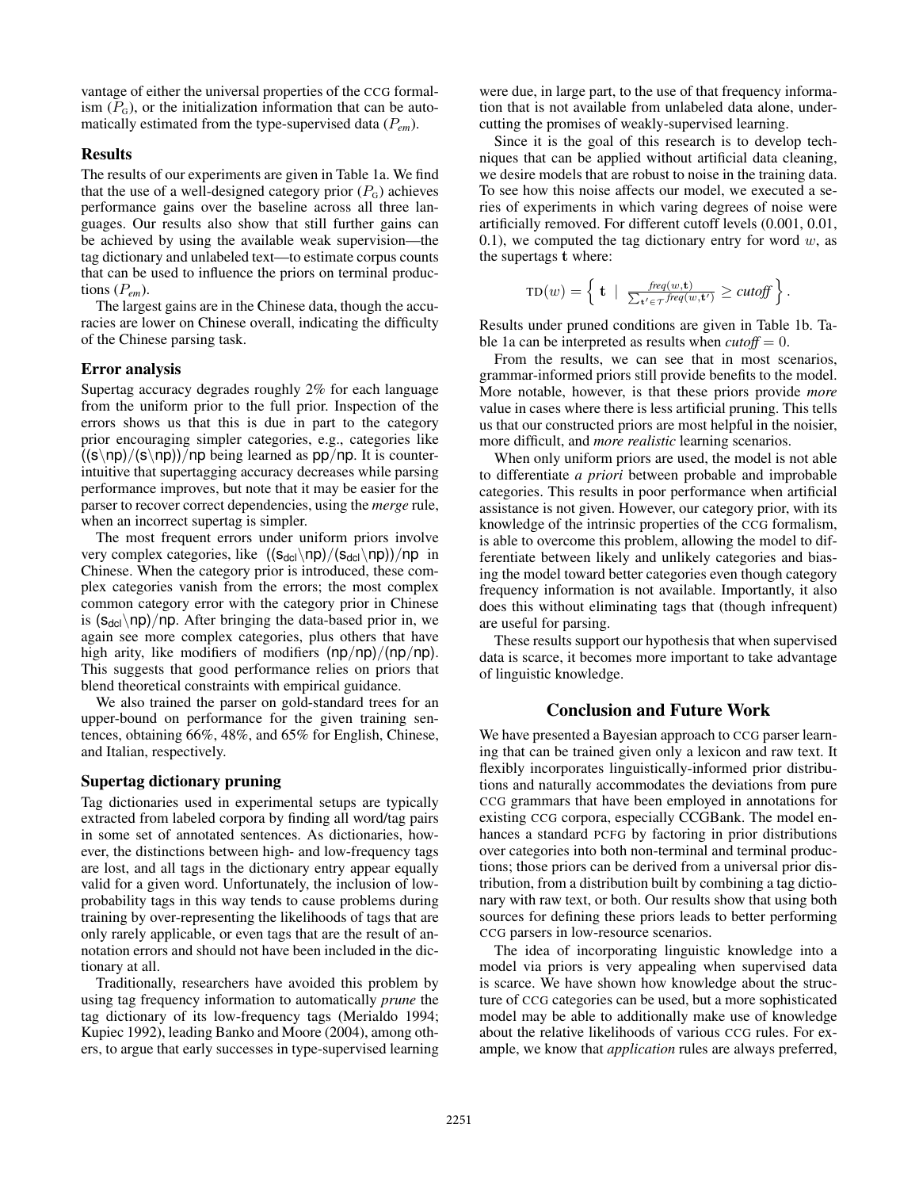vantage of either the universal properties of the CCG formalism ($P_G$), or the initialization information that can be automatically estimated from the type-supervised data ($P_{em}$).

### Results

The results of our experiments are given in Table 1a. We find that the use of a well-designed category prior ($P_G$) achieves performance gains over the baseline across all three languages. Our results also show that still further gains can be achieved by using the available weak supervision—the tag dictionary and unlabeled text—to estimate corpus counts that can be used to influence the priors on terminal productions ($P_{em}$).

The largest gains are in the Chinese data, though the accuracies are lower on Chinese overall, indicating the difficulty of the Chinese parsing task.

### Error analysis

Supertag accuracy degrades roughly 2% for each language from the uniform prior to the full prior. Inspection of the errors shows us that this is due in part to the category prior encouraging simpler categories, e.g., categories like $((s\backslash np)/(s\backslash np))/np$ being learned as $pp/np$. It is counterintuitive that supertagging accuracy decreases while parsing performance improves, but note that it may be easier for the parser to recover correct dependencies, using the *merge* rule, when an incorrect supertag is simpler.

The most frequent errors under uniform priors involve very complex categories, like $((s_{dcl}\backslash np)/(s_{dcl}\backslash np))/np$ in Chinese. When the category prior is introduced, these complex categories vanish from the errors; the most complex common category error with the category prior in Chinese is $(s_{dcl}\backslash np)/np$. After bringing the data-based prior in, we again see more complex categories, plus others that have high arity, like modifiers of modifiers $(np/np)/(np/np)$. This suggests that good performance relies on priors that blend theoretical constraints with empirical guidance.

We also trained the parser on gold-standard trees for an upper-bound on performance for the given training sentences, obtaining 66%, 48%, and 65% for English, Chinese, and Italian, respectively.

### Supertag dictionary pruning

Tag dictionaries used in experimental setups are typically extracted from labeled corpora by finding all word/tag pairs in some set of annotated sentences. As dictionaries, however, the distinctions between high- and low-frequency tags are lost, and all tags in the dictionary entry appear equally valid for a given word. Unfortunately, the inclusion of low-probability tags in this way tends to cause problems during training by over-representing the likelihoods of tags that are only rarely applicable, or even tags that are the result of annotation errors and should not have been included in the dictionary at all.

Traditionally, researchers have avoided this problem by using tag frequency information to automatically *prune* the tag dictionary of its low-frequency tags (Merialdo 1994; Kupiec 1992), leading Banko and Moore (2004), among others, to argue that early successes in type-supervised learning were due, in large part, to the use of that frequency information that is not available from unlabeled data alone, undercutting the promises of weakly-supervised learning.

Since it is the goal of this research is to develop techniques that can be applied without artificial data cleaning, we desire models that are robust to noise in the training data. To see how this noise affects our model, we executed a series of experiments in which varing degrees of noise were artificially removed. For different cutoff levels (0.001, 0.01, 0.1), we computed the tag dictionary entry for word $w$, as the supertags $\mathbf{t}$ where:

$$\text{TD}(w) = \left\{ \mathbf{t} \;\middle|\; \frac{\textit{freq}(w,\mathbf{t})}{\sum_{\mathbf{t}' \in \mathcal{T}} \textit{freq}(w,\mathbf{t}')} \geq \textit{cutoff} \right\}.$$

Results under pruned conditions are given in Table 1b. Table 1a can be interpreted as results when $\textit{cutoff} = 0$.

From the results, we can see that in most scenarios, grammar-informed priors still provide benefits to the model. More notable, however, is that these priors provide *more* value in cases where there is less artificial pruning. This tells us that our constructed priors are most helpful in the noisier, more difficult, and *more realistic* learning scenarios.

When only uniform priors are used, the model is not able to differentiate *a priori* between probable and improbable categories. This results in poor performance when artificial assistance is not given. However, our category prior, with its knowledge of the intrinsic properties of the CCG formalism, is able to overcome this problem, allowing the model to differentiate between likely and unlikely categories and biasing the model toward better categories even though category frequency information is not available. Importantly, it also does this without eliminating tags that (though infrequent) are useful for parsing.

These results support our hypothesis that when supervised data is scarce, it becomes more important to take advantage of linguistic knowledge.

## Conclusion and Future Work

We have presented a Bayesian approach to CCG parser learning that can be trained given only a lexicon and raw text. It flexibly incorporates linguistically-informed prior distributions and naturally accommodates the deviations from pure CCG grammars that have been employed in annotations for existing CCG corpora, especially CCGBank. The model enhances a standard PCFG by factoring in prior distributions over categories into both non-terminal and terminal productions; those priors can be derived from a universal prior distribution, from a distribution built by combining a tag dictionary with raw text, or both. Our results show that using both sources for defining these priors leads to better performing CCG parsers in low-resource scenarios.

The idea of incorporating linguistic knowledge into a model via priors is very appealing when supervised data is scarce. We have shown how knowledge about the structure of CCG categories can be used, but a more sophisticated model may be able to additionally make use of knowledge about the relative likelihoods of various CCG rules. For example, we know that *application* rules are always preferred,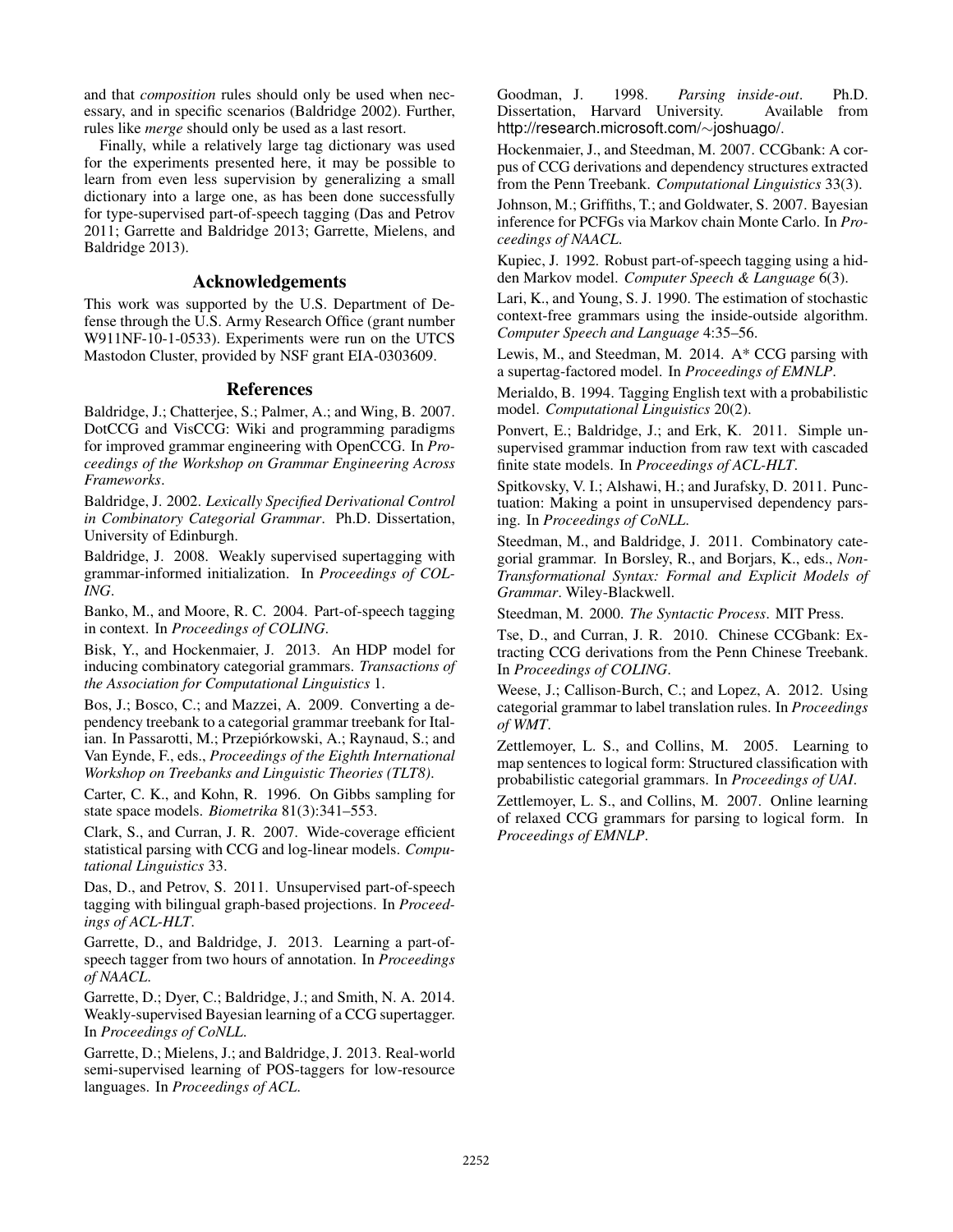and that *composition* rules should only be used when necessary, and in specific scenarios (Baldridge 2002). Further, rules like *merge* should only be used as a last resort.

Finally, while a relatively large tag dictionary was used for the experiments presented here, it may be possible to learn from even less supervision by generalizing a small dictionary into a large one, as has been done successfully for type-supervised part-of-speech tagging (Das and Petrov 2011; Garrette and Baldridge 2013; Garrette, Mielens, and Baldridge 2013).

## Acknowledgements

This work was supported by the U.S. Department of Defense through the U.S. Army Research Office (grant number W911NF-10-1-0533). Experiments were run on the UTCS Mastodon Cluster, provided by NSF grant EIA-0303609.

## References

Baldridge, J.; Chatterjee, S.; Palmer, A.; and Wing, B. 2007. DotCCG and VisCCG: Wiki and programming paradigms for improved grammar engineering with OpenCCG. In *Proceedings of the Workshop on Grammar Engineering Across Frameworks*.

Baldridge, J. 2002. *Lexically Specified Derivational Control in Combinatory Categorial Grammar*. Ph.D. Dissertation, University of Edinburgh.

Baldridge, J. 2008. Weakly supervised supertagging with grammar-informed initialization. In *Proceedings of COLING*.

Banko, M., and Moore, R. C. 2004. Part-of-speech tagging in context. In *Proceedings of COLING*.

Bisk, Y., and Hockenmaier, J. 2013. An HDP model for inducing combinatory categorial grammars. *Transactions of the Association for Computational Linguistics* 1.

Bos, J.; Bosco, C.; and Mazzei, A. 2009. Converting a dependency treebank to a categorial grammar treebank for Italian. In Passarotti, M.; Przepiórkowski, A.; Raynaud, S.; and Van Eynde, F., eds., *Proceedings of the Eighth International Workshop on Treebanks and Linguistic Theories (TLT8)*.

Carter, C. K., and Kohn, R. 1996. On Gibbs sampling for state space models. *Biometrika* 81(3):341–553.

Clark, S., and Curran, J. R. 2007. Wide-coverage efficient statistical parsing with CCG and log-linear models. *Computational Linguistics* 33.

Das, D., and Petrov, S. 2011. Unsupervised part-of-speech tagging with bilingual graph-based projections. In *Proceedings of ACL-HLT*.

Garrette, D., and Baldridge, J. 2013. Learning a part-of-speech tagger from two hours of annotation. In *Proceedings of NAACL*.

Garrette, D.; Dyer, C.; Baldridge, J.; and Smith, N. A. 2014. Weakly-supervised Bayesian learning of a CCG supertagger. In *Proceedings of CoNLL*.

Garrette, D.; Mielens, J.; and Baldridge, J. 2013. Real-world semi-supervised learning of POS-taggers for low-resource languages. In *Proceedings of ACL*.

Goodman, J. 1998. *Parsing inside-out*. Ph.D. Dissertation, Harvard University. Available from http://research.microsoft.com/∼joshuago/.

Hockenmaier, J., and Steedman, M. 2007. CCGbank: A corpus of CCG derivations and dependency structures extracted from the Penn Treebank. *Computational Linguistics* 33(3).

Johnson, M.; Griffiths, T.; and Goldwater, S. 2007. Bayesian inference for PCFGs via Markov chain Monte Carlo. In *Proceedings of NAACL*.

Kupiec, J. 1992. Robust part-of-speech tagging using a hidden Markov model. *Computer Speech & Language* 6(3).

Lari, K., and Young, S. J. 1990. The estimation of stochastic context-free grammars using the inside-outside algorithm. *Computer Speech and Language* 4:35–56.

Lewis, M., and Steedman, M. 2014. A* CCG parsing with a supertag-factored model. In *Proceedings of EMNLP*.

Merialdo, B. 1994. Tagging English text with a probabilistic model. *Computational Linguistics* 20(2).

Ponvert, E.; Baldridge, J.; and Erk, K. 2011. Simple unsupervised grammar induction from raw text with cascaded finite state models. In *Proceedings of ACL-HLT*.

Spitkovsky, V. I.; Alshawi, H.; and Jurafsky, D. 2011. Punctuation: Making a point in unsupervised dependency parsing. In *Proceedings of CoNLL*.

Steedman, M., and Baldridge, J. 2011. Combinatory categorial grammar. In Borsley, R., and Borjars, K., eds., *Non-Transformational Syntax: Formal and Explicit Models of Grammar*. Wiley-Blackwell.

Steedman, M. 2000. *The Syntactic Process*. MIT Press.

Tse, D., and Curran, J. R. 2010. Chinese CCGbank: Extracting CCG derivations from the Penn Chinese Treebank. In *Proceedings of COLING*.

Weese, J.; Callison-Burch, C.; and Lopez, A. 2012. Using categorial grammar to label translation rules. In *Proceedings of WMT*.

Zettlemoyer, L. S., and Collins, M. 2005. Learning to map sentences to logical form: Structured classification with probabilistic categorial grammars. In *Proceedings of UAI*.

Zettlemoyer, L. S., and Collins, M. 2007. Online learning of relaxed CCG grammars for parsing to logical form. In *Proceedings of EMNLP*.